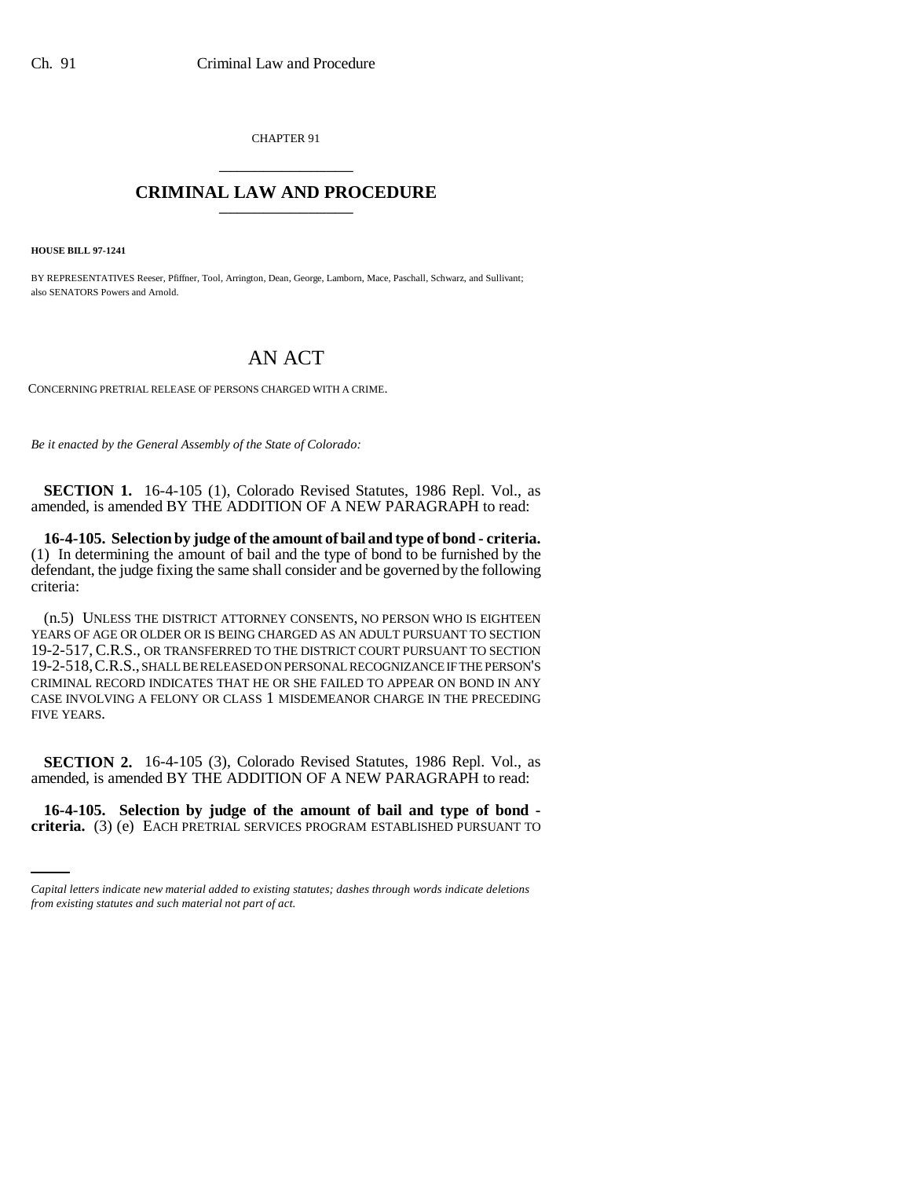CHAPTER 91

## CRIMINAL LAW AND PROCEDURE

**HOUSE BILL 97-1241**

BY REPRESENTATIVES Reeser, Pfiffner, Tool, Arrington, Dean, George, Lamborn, Mace, Paschall, Schwarz, and Sullivant; also SENATORS Powers and Arnold.

# AN ACT

CONCERNING PRETRIAL RELEASE OF PERSONS CHARGED WITH A CRIME.

*Be it enacted by the General Assembly of the State of Colorado:*

**SECTION 1.** 16-4-105 (1), Colorado Revised Statutes, 1986 Repl. Vol., as amended, is amended BY THE ADDITION OF A NEW PARAGRAPH to read:

**16-4-105. Selection by judge of the amount of bail and type of bond - criteria.** (1) In determining the amount of bail and the type of bond to be furnished by the defendant, the judge fixing the same shall consider and be governed by the following criteria:

(n.5) UNLESS THE DISTRICT ATTORNEY CONSENTS, NO PERSON WHO IS EIGHTEEN YEARS OF AGE OR OLDER OR IS BEING CHARGED AS AN ADULT PURSUANT TO SECTION 19-2-517, C.R.S., OR TRANSFERRED TO THE DISTRICT COURT PURSUANT TO SECTION 19-2-518, C.R.S., SHALL BE RELEASED ON PERSONAL RECOGNIZANCE IF THE PERSON'S CRIMINAL RECORD INDICATES THAT HE OR SHE FAILED TO APPEAR ON BOND IN ANY CASE INVOLVING A FELONY OR CLASS 1 MISDEMEANOR CHARGE IN THE PRECEDING FIVE YEARS.

**SECTION 2.** 16-4-105 (3), Colorado Revised Statutes, 1986 Repl. Vol., as amended, is amended BY THE ADDITION OF A NEW PARAGRAPH to read:

**16-4-105. Selection by judge of the amount of bail and type of bond - criteria.** (3) (e) EACH PRETRIAL SERVICES PROGRAM ESTABLISHED PURSUANT TO

*Capital letters indicate new material added to existing statutes; dashes through words indicate deletions from existing statutes and such material not part of act.*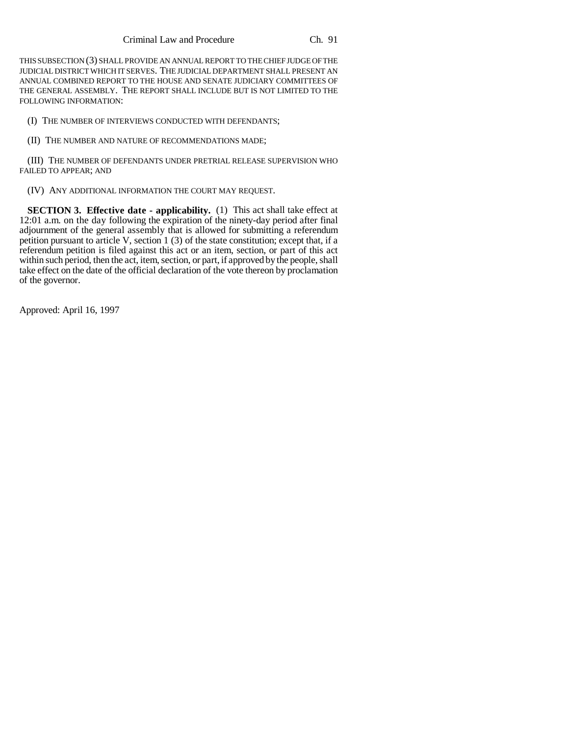THIS SUBSECTION (3) SHALL PROVIDE AN ANNUAL REPORT TO THE CHIEF JUDGE OF THE JUDICIAL DISTRICT WHICH IT SERVES. THE JUDICIAL DEPARTMENT SHALL PRESENT AN ANNUAL COMBINED REPORT TO THE HOUSE AND SENATE JUDICIARY COMMITTEES OF THE GENERAL ASSEMBLY. THE REPORT SHALL INCLUDE BUT IS NOT LIMITED TO THE FOLLOWING INFORMATION:

(I) THE NUMBER OF INTERVIEWS CONDUCTED WITH DEFENDANTS;

(II) THE NUMBER AND NATURE OF RECOMMENDATIONS MADE;

(III) THE NUMBER OF DEFENDANTS UNDER PRETRIAL RELEASE SUPERVISION WHO FAILED TO APPEAR; AND

(IV) ANY ADDITIONAL INFORMATION THE COURT MAY REQUEST.

**SECTION 3. Effective date - applicability.** (1) This act shall take effect at 12:01 a.m. on the day following the expiration of the ninety-day period after final adjournment of the general assembly that is allowed for submitting a referendum petition pursuant to article V, section 1 (3) of the state constitution; except that, if a referendum petition is filed against this act or an item, section, or part of this act within such period, then the act, item, section, or part, if approved by the people, shall take effect on the date of the official declaration of the vote thereon by proclamation of the governor.

Approved: April 16, 1997